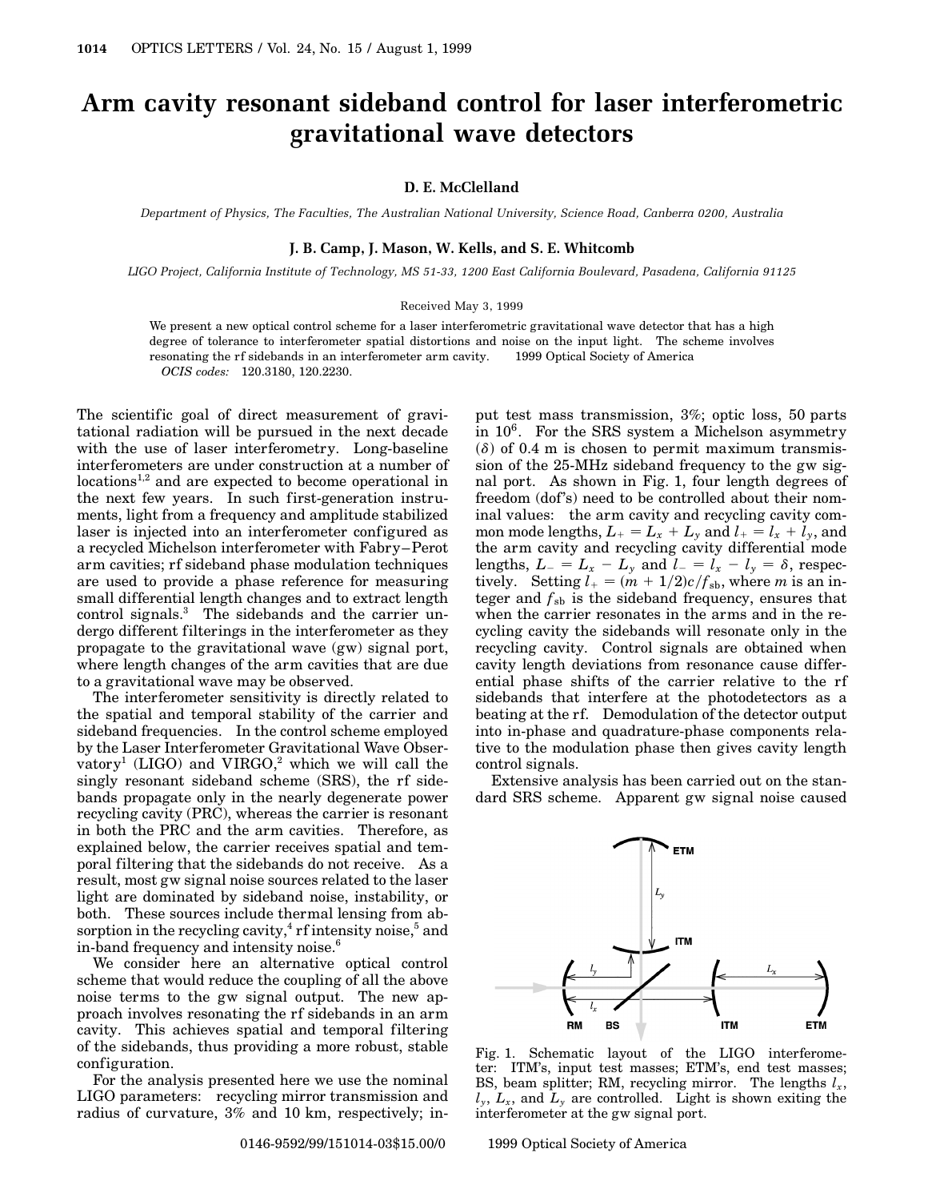# Arm cavity resonant sideband control for laser interferometric gravitational wave detectors

**D. E. McClelland**

*Department of Physics, The Faculties, The Australian National University, Science Road, Canberra 0200, Australia*

**J. B. Camp, J. Mason, W. Kells, and S. E. Whitcomb**

*LIGO Project, California Institute of Technology, MS 51-33, 1200 East California Boulevard, Pasadena, California 91125*

Received May 3, 1999

We present a new optical control scheme for a laser interferometric gravitational wave detector that has a high degree of tolerance to interferometer spatial distortions and noise on the input light. The scheme involves resonating the rf sidebands in an interferometer arm cavity. © 1999 Optical Society of America

*OCIS codes:* 120.3180, 120.2230.

The scientific goal of direct measurement of gravitational radiation will be pursued in the next decade with the use of laser interferometry. Long-baseline interferometers are under construction at a number of locations[1,2] and are expected to become operational in the next few years. In such first-generation instruments, light from a frequency and amplitude stabilized laser is injected into an interferometer configured as a recycled Michelson interferometer with Fabry–Perot arm cavities; rf sideband phase modulation techniques are used to provide a phase reference for measuring small differential length changes and to extract length control signals.[3] The sidebands and the carrier undergo different filterings in the interferometer as they propagate to the gravitational wave (gw) signal port, where length changes of the arm cavities that are due to a gravitational wave may be observed.

The interferometer sensitivity is directly related to the spatial and temporal stability of the carrier and sideband frequencies. In the control scheme employed by the Laser Interferometer Gravitational Wave Observatory[1] (LIGO) and VIRGO,[2] which we will call the singly resonant sideband scheme (SRS), the rf sidebands propagate only in the nearly degenerate power recycling cavity (PRC), whereas the carrier is resonant in both the PRC and the arm cavities. Therefore, as explained below, the carrier receives spatial and temporal filtering that the sidebands do not receive. As a result, most gw signal noise sources related to the laser light are dominated by sideband noise, instability, or both. These sources include thermal lensing from absorption in the recycling cavity,[4] rf intensity noise,[5] and in-band frequency and intensity noise.[6]

We consider here an alternative optical control scheme that would reduce the coupling of all the above noise terms to the gw signal output. The new approach involves resonating the rf sidebands in an arm cavity. This achieves spatial and temporal filtering of the sidebands, thus providing a more robust, stable configuration.

For the analysis presented here we use the nominal LIGO parameters: recycling mirror transmission and radius of curvature, 3% and 10 km, respectively; input test mass transmission, 3%; optic loss, 50 parts in $10^6$. For the SRS system a Michelson asymmetry ($\delta$) of 0.4 m is chosen to permit maximum transmission of the 25-MHz sideband frequency to the gw signal port. As shown in Fig. 1, four length degrees of freedom (dof's) need to be controlled about their nominal values: the arm cavity and recycling cavity common mode lengths, $L_+ = L_x + L_y$ and $l_+ = l_x + l_y$, and the arm cavity and recycling cavity differential mode lengths, $L_- = L_x - L_y$ and $l_- = l_x - l_y = \delta$, respectively. Setting $l_+ = (m + 1/2)c/f_{\mathrm{sb}}$, where $m$ is an integer and $f_{\mathrm{sb}}$ is the sideband frequency, ensures that when the carrier resonates in the arms and in the recycling cavity the sidebands will resonate only in the recycling cavity. Control signals are obtained when cavity length deviations from resonance cause differential phase shifts of the carrier relative to the rf sidebands that interfere at the photodetectors as a beating at the rf. Demodulation of the detector output into in-phase and quadrature-phase components relative to the modulation phase then gives cavity length control signals.

Extensive analysis has been carried out on the standard SRS scheme. Apparent gw signal noise caused

Fig. 1. Schematic layout of the LIGO interferometer: ITM's, input test masses; ETM's, end test masses; BS, beam splitter; RM, recycling mirror. The lengths $l_x$, $l_y$, $L_x$, and $L_y$ are controlled. Light is shown exiting the interferometer at the gw signal port.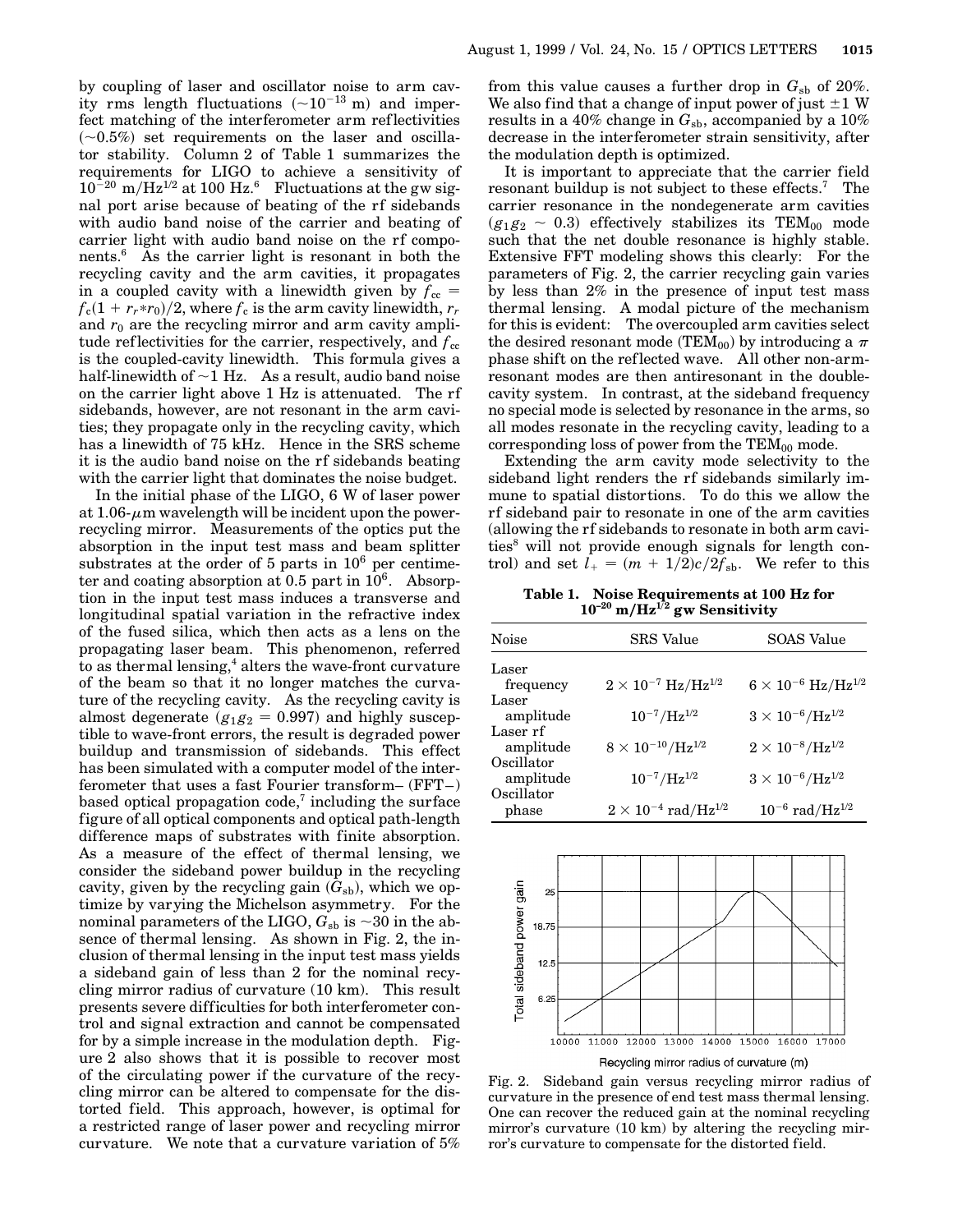by coupling of laser and oscillator noise to arm cavity rms length fluctuations ($\sim 10^{-13}$ m) and imperfect matching of the interferometer arm reflectivities ($\sim 0.5\%$) set requirements on the laser and oscillator stability. Column 2 of Table 1 summarizes the requirements for LIGO to achieve a sensitivity of $10^{-20}$ m/Hz$^{1/2}$ at 100 Hz.[6] Fluctuations at the gw signal port arise because of beating of the rf sidebands with audio band noise of the carrier and beating of carrier light with audio band noise on the rf components.[6] As the carrier light is resonant in both the recycling cavity and the arm cavities, it propagates in a coupled cavity with a linewidth given by $f_{cc} = f_c(1 + r_r * r_0)/2$, where $f_c$ is the arm cavity linewidth, $r_r$ and $r_0$ are the recycling mirror and arm cavity amplitude reflectivities for the carrier, respectively, and $f_{cc}$ is the coupled-cavity linewidth. This formula gives a half-linewidth of $\sim 1$ Hz. As a result, audio band noise on the carrier light above 1 Hz is attenuated. The rf sidebands, however, are not resonant in the arm cavities; they propagate only in the recycling cavity, which has a linewidth of 75 kHz. Hence in the SRS scheme it is the audio band noise on the rf sidebands beating with the carrier light that dominates the noise budget.

In the initial phase of the LIGO, 6 W of laser power at 1.06-$\mu$m wavelength will be incident upon the power-recycling mirror. Measurements of the optics put the absorption in the input test mass and beam splitter substrates at the order of 5 parts in $10^6$ per centimeter and coating absorption at 0.5 part in $10^6$. Absorption in the input test mass induces a transverse and longitudinal spatial variation in the refractive index of the fused silica, which then acts as a lens on the propagating laser beam. This phenomenon, referred to as thermal lensing,[4] alters the wave-front curvature of the beam so that it no longer matches the curvature of the recycling cavity. As the recycling cavity is almost degenerate ($g_1g_2 = 0.997$) and highly susceptible to wave-front errors, the result is degraded power buildup and transmission of sidebands. This effect has been simulated with a computer model of the interferometer that uses a fast Fourier transform– (FFT–) based optical propagation code,[7] including the surface figure of all optical components and optical path-length difference maps of substrates with finite absorption. As a measure of the effect of thermal lensing, we consider the sideband power buildup in the recycling cavity, given by the recycling gain ($G_{sb}$), which we optimize by varying the Michelson asymmetry. For the nominal parameters of the LIGO, $G_{sb}$ is $\sim 30$ in the absence of thermal lensing. As shown in Fig. 2, the inclusion of thermal lensing in the input test mass yields a sideband gain of less than 2 for the nominal recycling mirror radius of curvature (10 km). This result presents severe difficulties for both interferometer control and signal extraction and cannot be compensated for by a simple increase in the modulation depth. Figure 2 also shows that it is possible to recover most of the circulating power if the curvature of the recycling mirror can be altered to compensate for the distorted field. This approach, however, is optimal for a restricted range of laser power and recycling mirror curvature. We note that a curvature variation of 5% from this value causes a further drop in $G_{sb}$ of 20%. We also find that a change of input power of just $\pm 1$ W results in a 40% change in $G_{sb}$, accompanied by a 10% decrease in the interferometer strain sensitivity, after the modulation depth is optimized.

It is important to appreciate that the carrier field resonant buildup is not subject to these effects.[7] The carrier resonance in the nondegenerate arm cavities ($g_1g_2 \sim 0.3$) effectively stabilizes its TEM$_{00}$ mode such that the net double resonance is highly stable. Extensive FFT modeling shows this clearly: For the parameters of Fig. 2, the carrier recycling gain varies by less than 2% in the presence of input test mass thermal lensing. A modal picture of the mechanism for this is evident: The overcoupled arm cavities select the desired resonant mode (TEM$_{00}$) by introducing a $\pi$ phase shift on the reflected wave. All other non-arm-resonant modes are then antiresonant in the double-cavity system. In contrast, at the sideband frequency no special mode is selected by resonance in the arms, so all modes resonate in the recycling cavity, leading to a corresponding loss of power from the TEM$_{00}$ mode.

Extending the arm cavity mode selectivity to the sideband light renders the rf sidebands similarly immune to spatial distortions. To do this we allow the rf sideband pair to resonate in one of the arm cavities (allowing the rf sidebands to resonate in both arm cavities[8] will not provide enough signals for length control) and set $l_+ = (m + 1/2)c/2f_{sb}$. We refer to this

**Table 1. Noise Requirements at 100 Hz for $10^{-20}$ m/Hz$^{1/2}$ gw Sensitivity**

| Noise | SRS Value | SOAS Value |
|---|---|---|
| Laser frequency | $2 \times 10^{-7}$ Hz/Hz$^{1/2}$ | $6 \times 10^{-6}$ Hz/Hz$^{1/2}$ |
| Laser amplitude | $10^{-7}$/Hz$^{1/2}$ | $3 \times 10^{-6}$/Hz$^{1/2}$ |
| Laser rf amplitude | $8 \times 10^{-10}$/Hz$^{1/2}$ | $2 \times 10^{-8}$/Hz$^{1/2}$ |
| Oscillator amplitude | $10^{-7}$/Hz$^{1/2}$ | $3 \times 10^{-6}$/Hz$^{1/2}$ |
| Oscillator phase | $2 \times 10^{-4}$ rad/Hz$^{1/2}$ | $10^{-6}$ rad/Hz$^{1/2}$ |

Fig. 2. Sideband gain versus recycling mirror radius of curvature in the presence of end test mass thermal lensing. One can recover the reduced gain at the nominal recycling mirror's curvature (10 km) by altering the recycling mirror's curvature to compensate for the distorted field.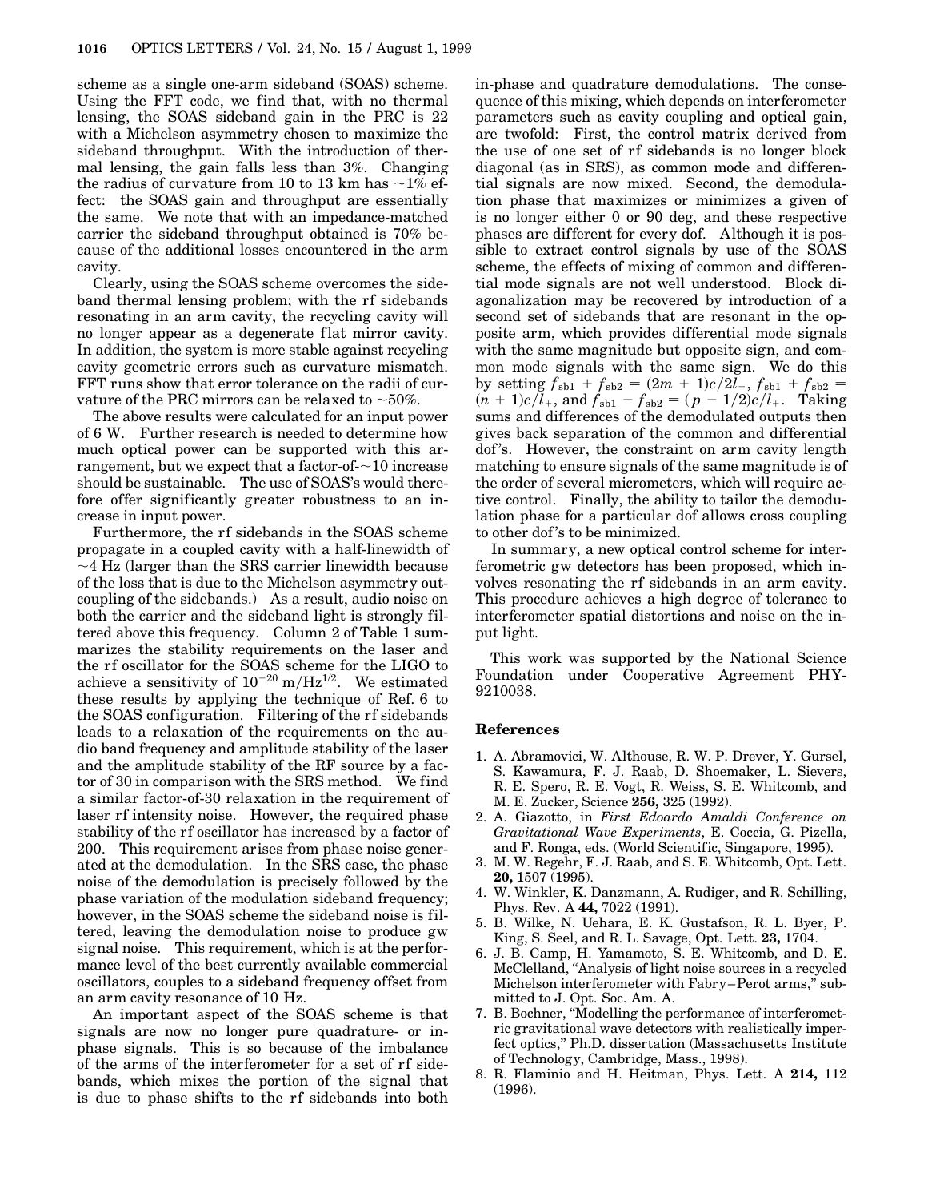scheme as a single one-arm sideband (SOAS) scheme. Using the FFT code, we find that, with no thermal lensing, the SOAS sideband gain in the PRC is 22 with a Michelson asymmetry chosen to maximize the sideband throughput. With the introduction of thermal lensing, the gain falls less than 3%. Changing the radius of curvature from 10 to 13 km has ~1% effect: the SOAS gain and throughput are essentially the same. We note that with an impedance-matched carrier the sideband throughput obtained is 70% because of the additional losses encountered in the arm cavity.

Clearly, using the SOAS scheme overcomes the sideband thermal lensing problem; with the rf sidebands resonating in an arm cavity, the recycling cavity will no longer appear as a degenerate flat mirror cavity. In addition, the system is more stable against recycling cavity geometric errors such as curvature mismatch. FFT runs show that error tolerance on the radii of curvature of the PRC mirrors can be relaxed to ~50%.

The above results were calculated for an input power of 6 W. Further research is needed to determine how much optical power can be supported with this arrangement, but we expect that a factor-of-~10 increase should be sustainable. The use of SOAS's would therefore offer significantly greater robustness to an increase in input power.

Furthermore, the rf sidebands in the SOAS scheme propagate in a coupled cavity with a half-linewidth of ~4 Hz (larger than the SRS carrier linewidth because of the loss that is due to the Michelson asymmetry outcoupling of the sidebands.) As a result, audio noise on both the carrier and the sideband light is strongly filtered above this frequency. Column 2 of Table 1 summarizes the stability requirements on the laser and the rf oscillator for the SOAS scheme for the LIGO to achieve a sensitivity of $10^{-20}\ \mathrm{m/Hz^{1/2}}$. We estimated these results by applying the technique of Ref. 6 to the SOAS configuration. Filtering of the rf sidebands leads to a relaxation of the requirements on the audio band frequency and amplitude stability of the laser and the amplitude stability of the RF source by a factor of 30 in comparison with the SRS method. We find a similar factor-of-30 relaxation in the requirement of laser rf intensity noise. However, the required phase stability of the rf oscillator has increased by a factor of 200. This requirement arises from phase noise generated at the demodulation. In the SRS case, the phase noise of the demodulation is precisely followed by the phase variation of the modulation sideband frequency; however, in the SOAS scheme the sideband noise is filtered, leaving the demodulation noise to produce gw signal noise. This requirement, which is at the performance level of the best currently available commercial oscillators, couples to a sideband frequency offset from an arm cavity resonance of 10 Hz.

An important aspect of the SOAS scheme is that signals are now no longer pure quadrature- or in-phase signals. This is so because of the imbalance of the arms of the interferometer for a set of rf sidebands, which mixes the portion of the signal that is due to phase shifts to the rf sidebands into both in-phase and quadrature demodulations. The consequence of this mixing, which depends on interferometer parameters such as cavity coupling and optical gain, are twofold: First, the control matrix derived from the use of one set of rf sidebands is no longer block diagonal (as in SRS), as common mode and differential signals are now mixed. Second, the demodulation phase that maximizes or minimizes a given of is no longer either 0 or 90 deg, and these respective phases are different for every dof. Although it is possible to extract control signals by use of the SOAS scheme, the effects of mixing of common and differential mode signals are not well understood. Block diagonalization may be recovered by introduction of a second set of sidebands that are resonant in the opposite arm, which provides differential mode signals with the same magnitude but opposite sign, and common mode signals with the same sign. We do this by setting $f_{\mathrm{sb1}} + f_{\mathrm{sb2}} = (2m + 1)c/2l_{-}$, $f_{\mathrm{sb1}} + f_{\mathrm{sb2}} = (n + 1)c/l_{+}$, and $f_{\mathrm{sb1}} - f_{\mathrm{sb2}} = (p - 1/2)c/l_{+}$. Taking sums and differences of the demodulated outputs then gives back separation of the common and differential dof's. However, the constraint on arm cavity length matching to ensure signals of the same magnitude is of the order of several micrometers, which will require active control. Finally, the ability to tailor the demodulation phase for a particular dof allows cross coupling to other dof's to be minimized.

In summary, a new optical control scheme for interferometric gw detectors has been proposed, which involves resonating the rf sidebands in an arm cavity. This procedure achieves a high degree of tolerance to interferometer spatial distortions and noise on the input light.

This work was supported by the National Science Foundation under Cooperative Agreement PHY-9210038.

### References

1. A. Abramovici, W. Althouse, R. W. P. Drever, Y. Gursel, S. Kawamura, F. J. Raab, D. Shoemaker, L. Sievers, R. E. Spero, R. E. Vogt, R. Weiss, S. E. Whitcomb, and M. E. Zucker, Science **256,** 325 (1992).
2. A. Giazotto, in *First Edoardo Amaldi Conference on Gravitational Wave Experiments*, E. Coccia, G. Pizella, and F. Ronga, eds. (World Scientific, Singapore, 1995).
3. M. W. Regehr, F. J. Raab, and S. E. Whitcomb, Opt. Lett. **20,** 1507 (1995).
4. W. Winkler, K. Danzmann, A. Rudiger, and R. Schilling, Phys. Rev. A **44,** 7022 (1991).
5. B. Wilke, N. Uehara, E. K. Gustafson, R. L. Byer, P. King, S. Seel, and R. L. Savage, Opt. Lett. **23,** 1704.
6. J. B. Camp, H. Yamamoto, S. E. Whitcomb, and D. E. McClelland, "Analysis of light noise sources in a recycled Michelson interferometer with Fabry–Perot arms," submitted to J. Opt. Soc. Am. A.
7. B. Bochner, "Modelling the performance of interferometric gravitational wave detectors with realistically imperfect optics," Ph.D. dissertation (Massachusetts Institute of Technology, Cambridge, Mass., 1998).
8. R. Flaminio and H. Heitman, Phys. Lett. A **214,** 112 (1996).